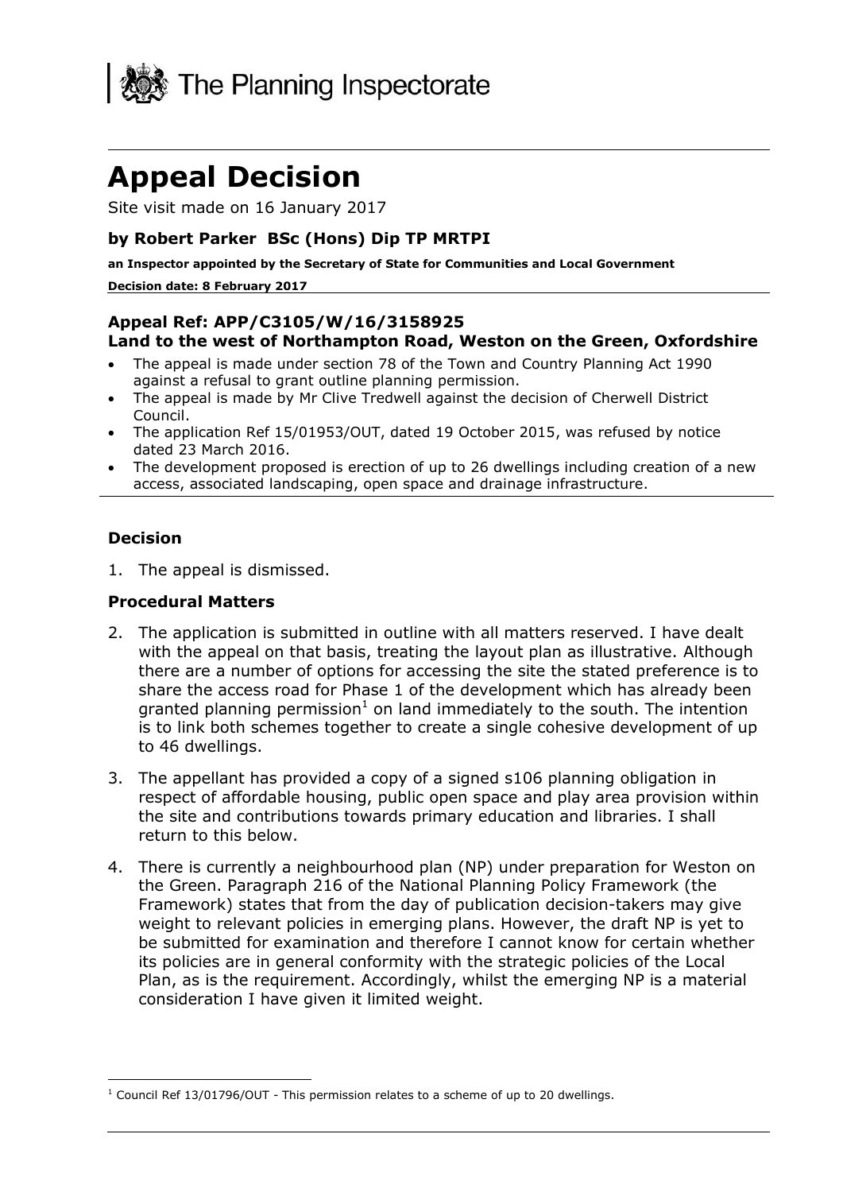The Planning Inspectorate

# Appeal Decision

Site visit made on 16 January 2017

### by Robert Parker BSc (Hons) Dip TP MRTPI

**an Inspector appointed by the Secretary of State for Communities and Local Government**

**Decision date: 8 February 2017**

### Appeal Ref: APP/C3105/W/16/3158925
### Land to the west of Northampton Road, Weston on the Green, Oxfordshire

- The appeal is made under section 78 of the Town and Country Planning Act 1990 against a refusal to grant outline planning permission.
- The appeal is made by Mr Clive Tredwell against the decision of Cherwell District Council.
- The application Ref 15/01953/OUT, dated 19 October 2015, was refused by notice dated 23 March 2016.
- The development proposed is erection of up to 26 dwellings including creation of a new access, associated landscaping, open space and drainage infrastructure.

### Decision

1. The appeal is dismissed.

### Procedural Matters

2. The application is submitted in outline with all matters reserved. I have dealt with the appeal on that basis, treating the layout plan as illustrative. Although there are a number of options for accessing the site the stated preference is to share the access road for Phase 1 of the development which has already been granted planning permission[1] on land immediately to the south. The intention is to link both schemes together to create a single cohesive development of up to 46 dwellings.

3. The appellant has provided a copy of a signed s106 planning obligation in respect of affordable housing, public open space and play area provision within the site and contributions towards primary education and libraries. I shall return to this below.

4. There is currently a neighbourhood plan (NP) under preparation for Weston on the Green. Paragraph 216 of the National Planning Policy Framework (the Framework) states that from the day of publication decision-takers may give weight to relevant policies in emerging plans. However, the draft NP is yet to be submitted for examination and therefore I cannot know for certain whether its policies are in general conformity with the strategic policies of the Local Plan, as is the requirement. Accordingly, whilst the emerging NP is a material consideration I have given it limited weight.

---

[1] Council Ref 13/01796/OUT - This permission relates to a scheme of up to 20 dwellings.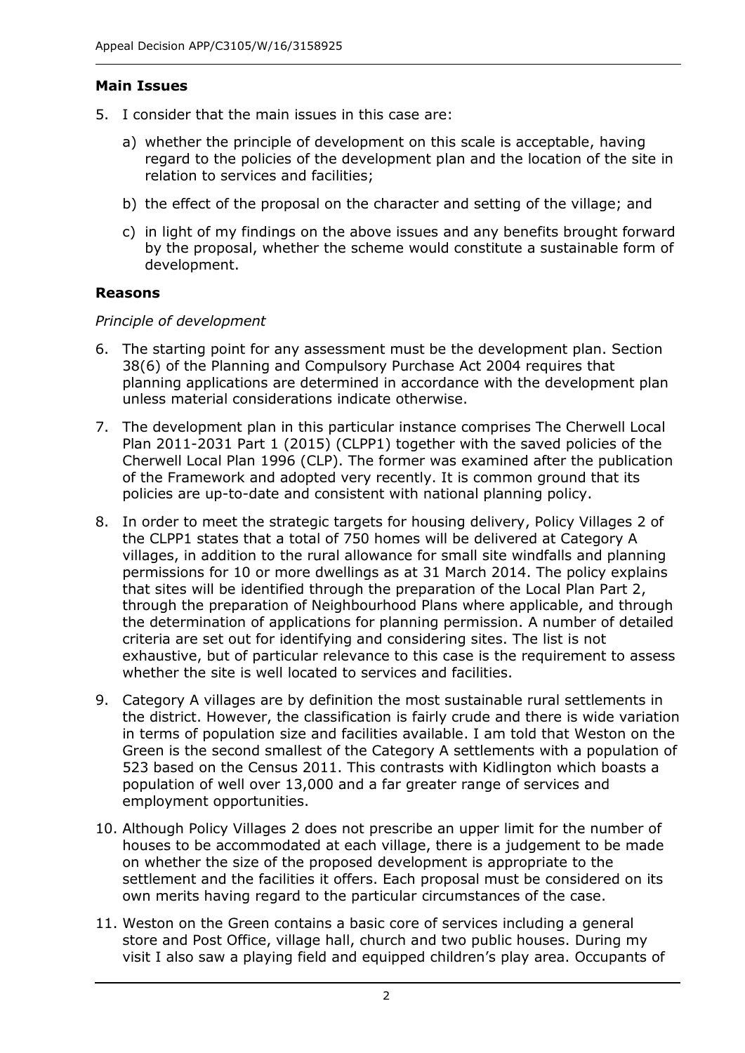**Main Issues**

5. I consider that the main issues in this case are:

    a) whether the principle of development on this scale is acceptable, having regard to the policies of the development plan and the location of the site in relation to services and facilities;

    b) the effect of the proposal on the character and setting of the village; and

    c) in light of my findings on the above issues and any benefits brought forward by the proposal, whether the scheme would constitute a sustainable form of development.

**Reasons**

*Principle of development*

6. The starting point for any assessment must be the development plan. Section 38(6) of the Planning and Compulsory Purchase Act 2004 requires that planning applications are determined in accordance with the development plan unless material considerations indicate otherwise.

7. The development plan in this particular instance comprises The Cherwell Local Plan 2011-2031 Part 1 (2015) (CLPP1) together with the saved policies of the Cherwell Local Plan 1996 (CLP). The former was examined after the publication of the Framework and adopted very recently. It is common ground that its policies are up-to-date and consistent with national planning policy.

8. In order to meet the strategic targets for housing delivery, Policy Villages 2 of the CLPP1 states that a total of 750 homes will be delivered at Category A villages, in addition to the rural allowance for small site windfalls and planning permissions for 10 or more dwellings as at 31 March 2014. The policy explains that sites will be identified through the preparation of the Local Plan Part 2, through the preparation of Neighbourhood Plans where applicable, and through the determination of applications for planning permission. A number of detailed criteria are set out for identifying and considering sites. The list is not exhaustive, but of particular relevance to this case is the requirement to assess whether the site is well located to services and facilities.

9. Category A villages are by definition the most sustainable rural settlements in the district. However, the classification is fairly crude and there is wide variation in terms of population size and facilities available. I am told that Weston on the Green is the second smallest of the Category A settlements with a population of 523 based on the Census 2011. This contrasts with Kidlington which boasts a population of well over 13,000 and a far greater range of services and employment opportunities.

10. Although Policy Villages 2 does not prescribe an upper limit for the number of houses to be accommodated at each village, there is a judgement to be made on whether the size of the proposed development is appropriate to the settlement and the facilities it offers. Each proposal must be considered on its own merits having regard to the particular circumstances of the case.

11. Weston on the Green contains a basic core of services including a general store and Post Office, village hall, church and two public houses. During my visit I also saw a playing field and equipped children's play area. Occupants of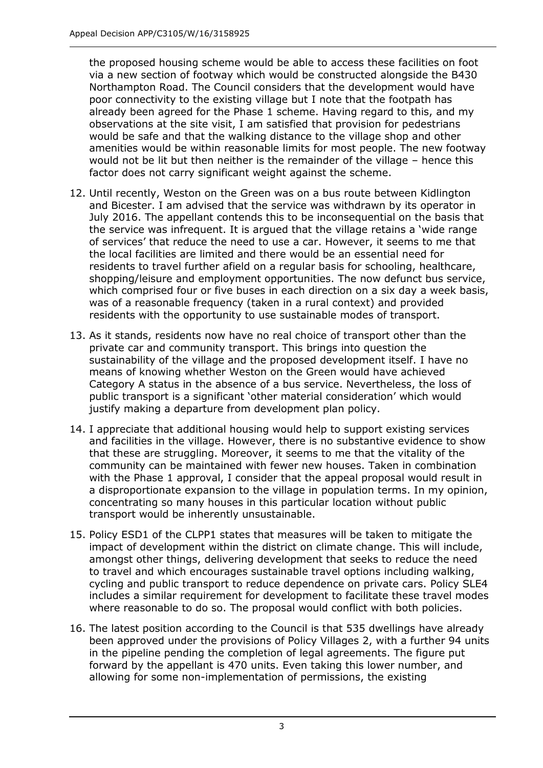the proposed housing scheme would be able to access these facilities on foot via a new section of footway which would be constructed alongside the B430 Northampton Road. The Council considers that the development would have poor connectivity to the existing village but I note that the footpath has already been agreed for the Phase 1 scheme. Having regard to this, and my observations at the site visit, I am satisfied that provision for pedestrians would be safe and that the walking distance to the village shop and other amenities would be within reasonable limits for most people. The new footway would not be lit but then neither is the remainder of the village – hence this factor does not carry significant weight against the scheme.

12. Until recently, Weston on the Green was on a bus route between Kidlington and Bicester. I am advised that the service was withdrawn by its operator in July 2016. The appellant contends this to be inconsequential on the basis that the service was infrequent. It is argued that the village retains a 'wide range of services' that reduce the need to use a car. However, it seems to me that the local facilities are limited and there would be an essential need for residents to travel further afield on a regular basis for schooling, healthcare, shopping/leisure and employment opportunities. The now defunct bus service, which comprised four or five buses in each direction on a six day a week basis, was of a reasonable frequency (taken in a rural context) and provided residents with the opportunity to use sustainable modes of transport.

13. As it stands, residents now have no real choice of transport other than the private car and community transport. This brings into question the sustainability of the village and the proposed development itself. I have no means of knowing whether Weston on the Green would have achieved Category A status in the absence of a bus service. Nevertheless, the loss of public transport is a significant 'other material consideration' which would justify making a departure from development plan policy.

14. I appreciate that additional housing would help to support existing services and facilities in the village. However, there is no substantive evidence to show that these are struggling. Moreover, it seems to me that the vitality of the community can be maintained with fewer new houses. Taken in combination with the Phase 1 approval, I consider that the appeal proposal would result in a disproportionate expansion to the village in population terms. In my opinion, concentrating so many houses in this particular location without public transport would be inherently unsustainable.

15. Policy ESD1 of the CLPP1 states that measures will be taken to mitigate the impact of development within the district on climate change. This will include, amongst other things, delivering development that seeks to reduce the need to travel and which encourages sustainable travel options including walking, cycling and public transport to reduce dependence on private cars. Policy SLE4 includes a similar requirement for development to facilitate these travel modes where reasonable to do so. The proposal would conflict with both policies.

16. The latest position according to the Council is that 535 dwellings have already been approved under the provisions of Policy Villages 2, with a further 94 units in the pipeline pending the completion of legal agreements. The figure put forward by the appellant is 470 units. Even taking this lower number, and allowing for some non-implementation of permissions, the existing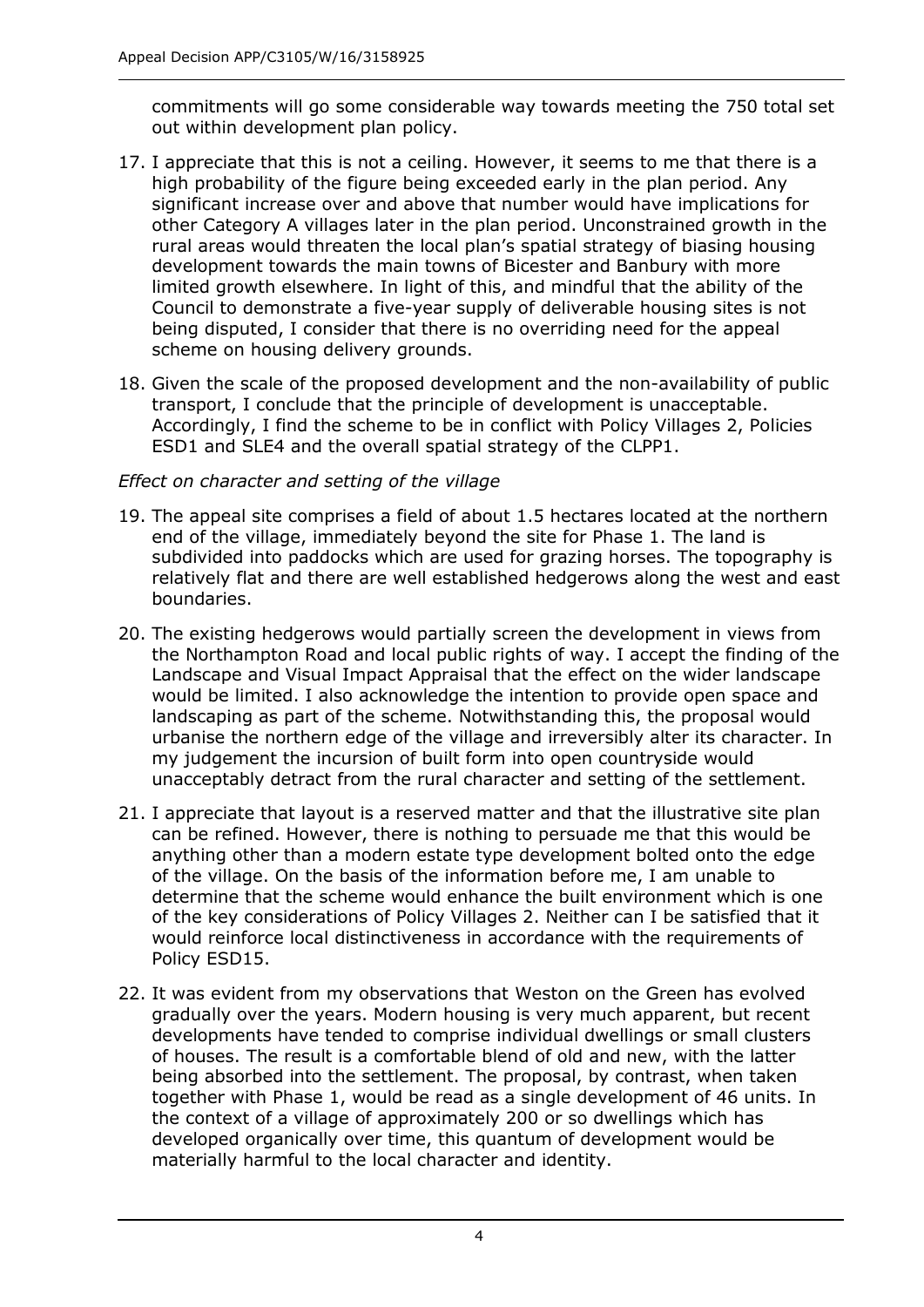commitments will go some considerable way towards meeting the 750 total set out within development plan policy.

17. I appreciate that this is not a ceiling. However, it seems to me that there is a high probability of the figure being exceeded early in the plan period. Any significant increase over and above that number would have implications for other Category A villages later in the plan period. Unconstrained growth in the rural areas would threaten the local plan's spatial strategy of biasing housing development towards the main towns of Bicester and Banbury with more limited growth elsewhere. In light of this, and mindful that the ability of the Council to demonstrate a five-year supply of deliverable housing sites is not being disputed, I consider that there is no overriding need for the appeal scheme on housing delivery grounds.

18. Given the scale of the proposed development and the non-availability of public transport, I conclude that the principle of development is unacceptable. Accordingly, I find the scheme to be in conflict with Policy Villages 2, Policies ESD1 and SLE4 and the overall spatial strategy of the CLPP1.

*Effect on character and setting of the village*

19. The appeal site comprises a field of about 1.5 hectares located at the northern end of the village, immediately beyond the site for Phase 1. The land is subdivided into paddocks which are used for grazing horses. The topography is relatively flat and there are well established hedgerows along the west and east boundaries.

20. The existing hedgerows would partially screen the development in views from the Northampton Road and local public rights of way. I accept the finding of the Landscape and Visual Impact Appraisal that the effect on the wider landscape would be limited. I also acknowledge the intention to provide open space and landscaping as part of the scheme. Notwithstanding this, the proposal would urbanise the northern edge of the village and irreversibly alter its character. In my judgement the incursion of built form into open countryside would unacceptably detract from the rural character and setting of the settlement.

21. I appreciate that layout is a reserved matter and that the illustrative site plan can be refined. However, there is nothing to persuade me that this would be anything other than a modern estate type development bolted onto the edge of the village. On the basis of the information before me, I am unable to determine that the scheme would enhance the built environment which is one of the key considerations of Policy Villages 2. Neither can I be satisfied that it would reinforce local distinctiveness in accordance with the requirements of Policy ESD15.

22. It was evident from my observations that Weston on the Green has evolved gradually over the years. Modern housing is very much apparent, but recent developments have tended to comprise individual dwellings or small clusters of houses. The result is a comfortable blend of old and new, with the latter being absorbed into the settlement. The proposal, by contrast, when taken together with Phase 1, would be read as a single development of 46 units. In the context of a village of approximately 200 or so dwellings which has developed organically over time, this quantum of development would be materially harmful to the local character and identity.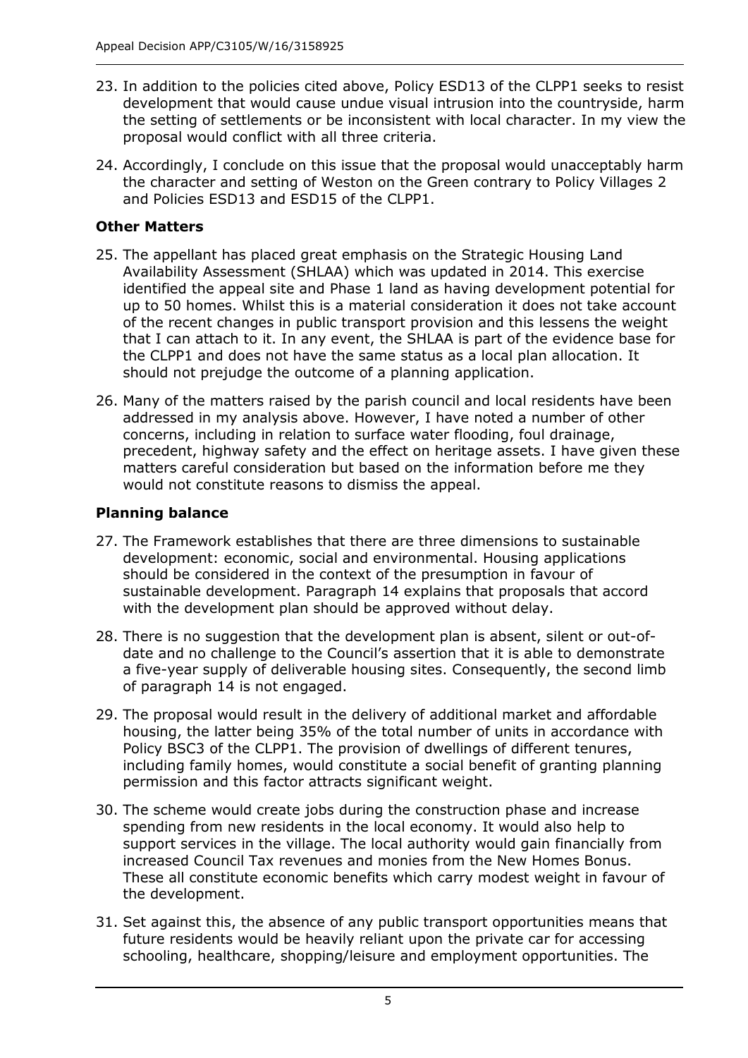23. In addition to the policies cited above, Policy ESD13 of the CLPP1 seeks to resist development that would cause undue visual intrusion into the countryside, harm the setting of settlements or be inconsistent with local character. In my view the proposal would conflict with all three criteria.

24. Accordingly, I conclude on this issue that the proposal would unacceptably harm the character and setting of Weston on the Green contrary to Policy Villages 2 and Policies ESD13 and ESD15 of the CLPP1.

### Other Matters

25. The appellant has placed great emphasis on the Strategic Housing Land Availability Assessment (SHLAA) which was updated in 2014. This exercise identified the appeal site and Phase 1 land as having development potential for up to 50 homes. Whilst this is a material consideration it does not take account of the recent changes in public transport provision and this lessens the weight that I can attach to it. In any event, the SHLAA is part of the evidence base for the CLPP1 and does not have the same status as a local plan allocation. It should not prejudge the outcome of a planning application.

26. Many of the matters raised by the parish council and local residents have been addressed in my analysis above. However, I have noted a number of other concerns, including in relation to surface water flooding, foul drainage, precedent, highway safety and the effect on heritage assets. I have given these matters careful consideration but based on the information before me they would not constitute reasons to dismiss the appeal.

### Planning balance

27. The Framework establishes that there are three dimensions to sustainable development: economic, social and environmental. Housing applications should be considered in the context of the presumption in favour of sustainable development. Paragraph 14 explains that proposals that accord with the development plan should be approved without delay.

28. There is no suggestion that the development plan is absent, silent or out-of-date and no challenge to the Council's assertion that it is able to demonstrate a five-year supply of deliverable housing sites. Consequently, the second limb of paragraph 14 is not engaged.

29. The proposal would result in the delivery of additional market and affordable housing, the latter being 35% of the total number of units in accordance with Policy BSC3 of the CLPP1. The provision of dwellings of different tenures, including family homes, would constitute a social benefit of granting planning permission and this factor attracts significant weight.

30. The scheme would create jobs during the construction phase and increase spending from new residents in the local economy. It would also help to support services in the village. The local authority would gain financially from increased Council Tax revenues and monies from the New Homes Bonus. These all constitute economic benefits which carry modest weight in favour of the development.

31. Set against this, the absence of any public transport opportunities means that future residents would be heavily reliant upon the private car for accessing schooling, healthcare, shopping/leisure and employment opportunities. The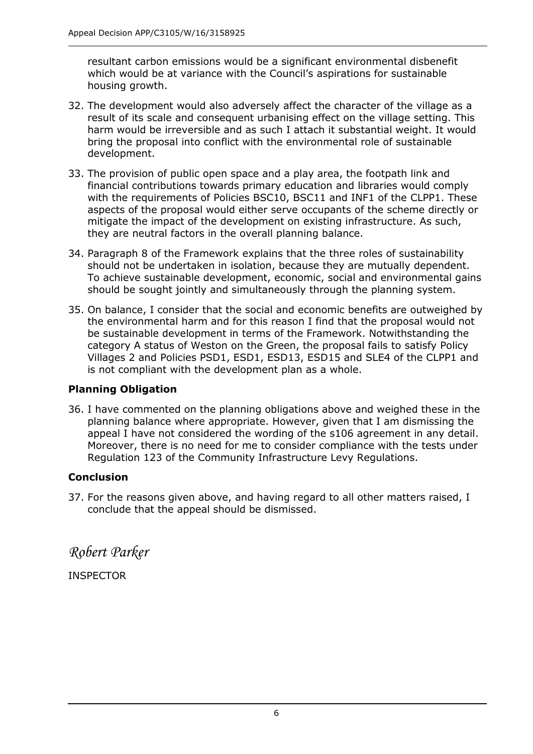resultant carbon emissions would be a significant environmental disbenefit which would be at variance with the Council's aspirations for sustainable housing growth.

32. The development would also adversely affect the character of the village as a result of its scale and consequent urbanising effect on the village setting. This harm would be irreversible and as such I attach it substantial weight. It would bring the proposal into conflict with the environmental role of sustainable development.

33. The provision of public open space and a play area, the footpath link and financial contributions towards primary education and libraries would comply with the requirements of Policies BSC10, BSC11 and INF1 of the CLPP1. These aspects of the proposal would either serve occupants of the scheme directly or mitigate the impact of the development on existing infrastructure. As such, they are neutral factors in the overall planning balance.

34. Paragraph 8 of the Framework explains that the three roles of sustainability should not be undertaken in isolation, because they are mutually dependent. To achieve sustainable development, economic, social and environmental gains should be sought jointly and simultaneously through the planning system.

35. On balance, I consider that the social and economic benefits are outweighed by the environmental harm and for this reason I find that the proposal would not be sustainable development in terms of the Framework. Notwithstanding the category A status of Weston on the Green, the proposal fails to satisfy Policy Villages 2 and Policies PSD1, ESD1, ESD13, ESD15 and SLE4 of the CLPP1 and is not compliant with the development plan as a whole.

### Planning Obligation

36. I have commented on the planning obligations above and weighed these in the planning balance where appropriate. However, given that I am dismissing the appeal I have not considered the wording of the s106 agreement in any detail. Moreover, there is no need for me to consider compliance with the tests under Regulation 123 of the Community Infrastructure Levy Regulations.

### Conclusion

37. For the reasons given above, and having regard to all other matters raised, I conclude that the appeal should be dismissed.

*Robert Parker*

INSPECTOR